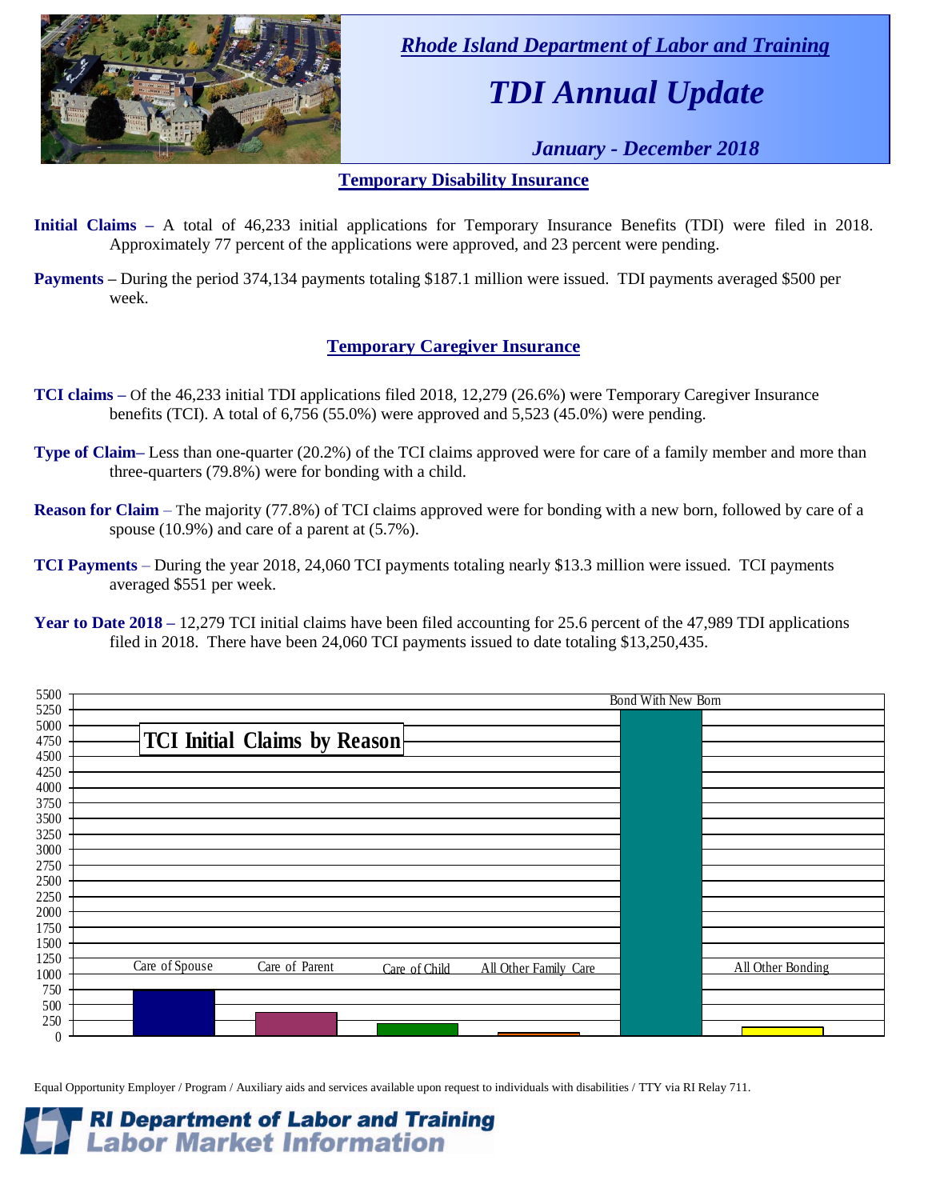*Rhode Island Department of Labor and Training*

# TDI Annual Update

*January - December 2018*

## Temporary Disability Insurance

**Initial Claims –** A total of 46,233 initial applications for Temporary Insurance Benefits (TDI) were filed in 2018. Approximately 77 percent of the applications were approved, and 23 percent were pending.

**Payments –** During the period 374,134 payments totaling $187.1 million were issued. TDI payments averaged $500 per week.

## Temporary Caregiver Insurance

**TCI claims –** Of the 46,233 initial TDI applications filed 2018, 12,279 (26.6%) were Temporary Caregiver Insurance benefits (TCI). A total of 6,756 (55.0%) were approved and 5,523 (45.0%) were pending.

**Type of Claim–** Less than one-quarter (20.2%) of the TCI claims approved were for care of a family member and more than three-quarters (79.8%) were for bonding with a child.

**Reason for Claim** – The majority (77.8%) of TCI claims approved were for bonding with a new born, followed by care of a spouse (10.9%) and care of a parent at (5.7%).

**TCI Payments** – During the year 2018, 24,060 TCI payments totaling nearly $13.3 million were issued. TCI payments averaged $551 per week.

**Year to Date 2018 –** 12,279 TCI initial claims have been filed accounting for 25.6 percent of the 47,989 TDI applications filed in 2018. There have been 24,060 TCI payments issued to date totaling $13,250,435.

**TCI Initial Claims by Reason**

Care of Spouse | Care of Parent | Care of Child | All Other Family Care | Bond With New Born | All Other Bonding

Equal Opportunity Employer / Program / Auxiliary aids and services available upon request to individuals with disabilities / TTY via RI Relay 711.

**RI Department of Labor and Training**
**Labor Market Information**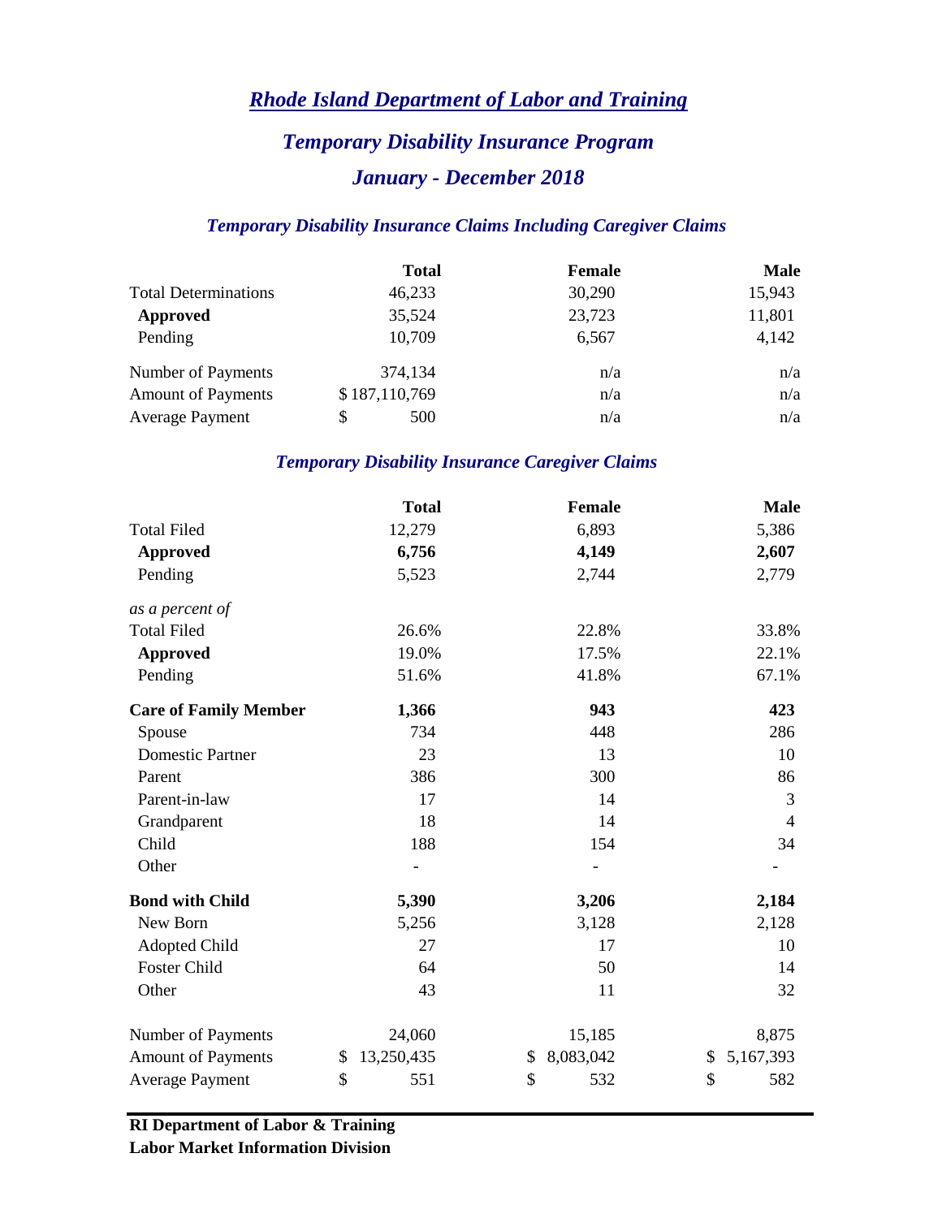# *Rhode Island Department of Labor and Training*

## *Temporary Disability Insurance Program*

## *January - December 2018*

### *Temporary Disability Insurance Claims Including Caregiver Claims*

| | Total | Female | Male |
|---|---|---|---|
| Total Determinations | 46,233 | 30,290 | 15,943 |
| **Approved** | 35,524 | 23,723 | 11,801 |
| Pending | 10,709 | 6,567 | 4,142 |
| Number of Payments | 374,134 | n/a | n/a |
| Amount of Payments | $ 187,110,769 | n/a | n/a |
| Average Payment | $ 500 | n/a | n/a |

### *Temporary Disability Insurance Caregiver Claims*

| | Total | Female | Male |
|---|---|---|---|
| Total Filed | 12,279 | 6,893 | 5,386 |
| **Approved** | **6,756** | **4,149** | **2,607** |
| Pending | 5,523 | 2,744 | 2,779 |
| *as a percent of* | | | |
| Total Filed | 26.6% | 22.8% | 33.8% |
| **Approved** | 19.0% | 17.5% | 22.1% |
| Pending | 51.6% | 41.8% | 67.1% |
| **Care of Family Member** | **1,366** | **943** | **423** |
| Spouse | 734 | 448 | 286 |
| Domestic Partner | 23 | 13 | 10 |
| Parent | 386 | 300 | 86 |
| Parent-in-law | 17 | 14 | 3 |
| Grandparent | 18 | 14 | 4 |
| Child | 188 | 154 | 34 |
| Other | - | - | - |
| **Bond with Child** | **5,390** | **3,206** | **2,184** |
| New Born | 5,256 | 3,128 | 2,128 |
| Adopted Child | 27 | 17 | 10 |
| Foster Child | 64 | 50 | 14 |
| Other | 43 | 11 | 32 |
| Number of Payments | 24,060 | 15,185 | 8,875 |
| Amount of Payments | $ 13,250,435 | $ 8,083,042 | $ 5,167,393 |
| Average Payment | $ 551 | $ 532 | $ 582 |

**RI Department of Labor & Training**
**Labor Market Information Division**